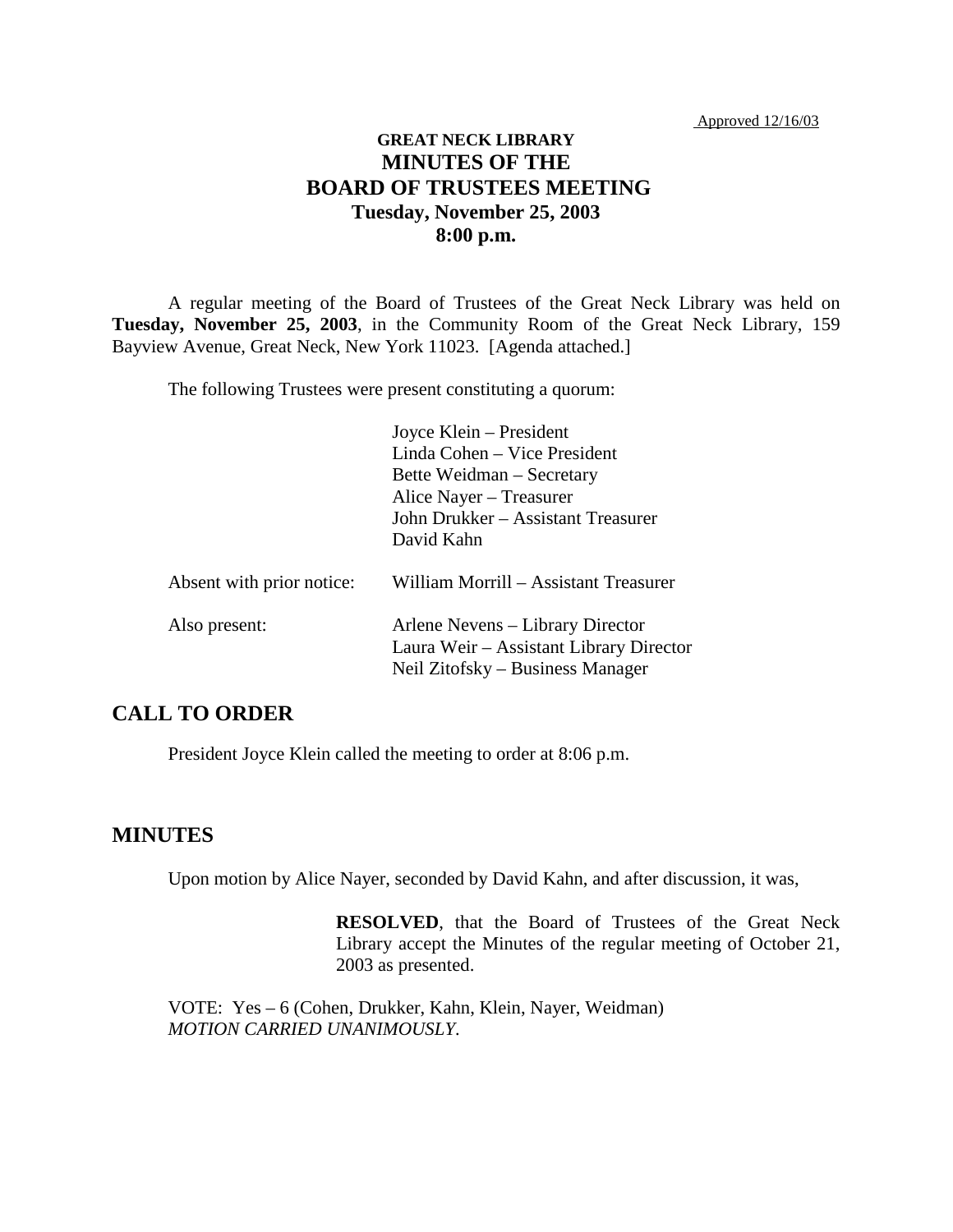Approved 12/16/03

# GREAT NECK LIBRARY
# MINUTES OF THE BOARD OF TRUSTEES MEETING
## Tuesday, November 25, 2003
## 8:00 p.m.

A regular meeting of the Board of Trustees of the Great Neck Library was held on **Tuesday, November 25, 2003**, in the Community Room of the Great Neck Library, 159 Bayview Avenue, Great Neck, New York 11023. [Agenda attached.]

The following Trustees were present constituting a quorum:

Joyce Klein – President
Linda Cohen – Vice President
Bette Weidman – Secretary
Alice Nayer – Treasurer
John Drukker – Assistant Treasurer
David Kahn

Absent with prior notice: William Morrill – Assistant Treasurer

Also present:
Arlene Nevens – Library Director
Laura Weir – Assistant Library Director
Neil Zitofsky – Business Manager

## CALL TO ORDER

President Joyce Klein called the meeting to order at 8:06 p.m.

## MINUTES

Upon motion by Alice Nayer, seconded by David Kahn, and after discussion, it was,

> **RESOLVED**, that the Board of Trustees of the Great Neck Library accept the Minutes of the regular meeting of October 21, 2003 as presented.

VOTE: Yes – 6 (Cohen, Drukker, Kahn, Klein, Nayer, Weidman)
*MOTION CARRIED UNANIMOUSLY.*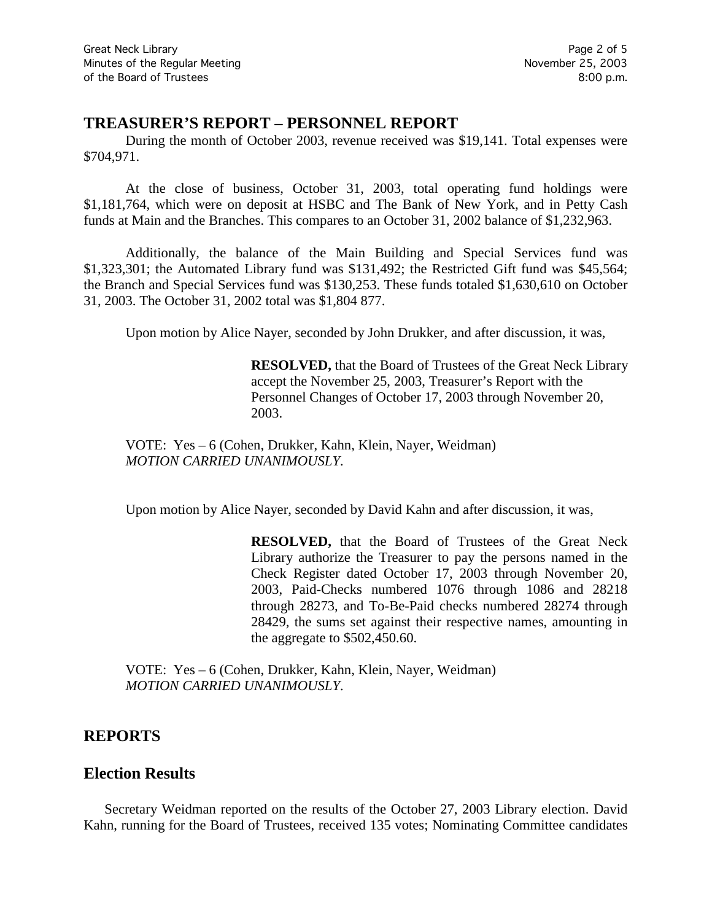## TREASURER'S REPORT – PERSONNEL REPORT

During the month of October 2003, revenue received was $19,141. Total expenses were $704,971.

At the close of business, October 31, 2003, total operating fund holdings were $1,181,764, which were on deposit at HSBC and The Bank of New York, and in Petty Cash funds at Main and the Branches. This compares to an October 31, 2002 balance of $1,232,963.

Additionally, the balance of the Main Building and Special Services fund was $1,323,301; the Automated Library fund was $131,492; the Restricted Gift fund was $45,564; the Branch and Special Services fund was $130,253. These funds totaled $1,630,610 on October 31, 2003. The October 31, 2002 total was $1,804 877.

Upon motion by Alice Nayer, seconded by John Drukker, and after discussion, it was,

> **RESOLVED,** that the Board of Trustees of the Great Neck Library accept the November 25, 2003, Treasurer's Report with the Personnel Changes of October 17, 2003 through November 20, 2003.

VOTE: Yes – 6 (Cohen, Drukker, Kahn, Klein, Nayer, Weidman)
*MOTION CARRIED UNANIMOUSLY.*

Upon motion by Alice Nayer, seconded by David Kahn and after discussion, it was,

> **RESOLVED,** that the Board of Trustees of the Great Neck Library authorize the Treasurer to pay the persons named in the Check Register dated October 17, 2003 through November 20, 2003, Paid-Checks numbered 1076 through 1086 and 28218 through 28273, and To-Be-Paid checks numbered 28274 through 28429, the sums set against their respective names, amounting in the aggregate to $502,450.60.

VOTE: Yes – 6 (Cohen, Drukker, Kahn, Klein, Nayer, Weidman)
*MOTION CARRIED UNANIMOUSLY.*

## REPORTS

## Election Results

Secretary Weidman reported on the results of the October 27, 2003 Library election. David Kahn, running for the Board of Trustees, received 135 votes; Nominating Committee candidates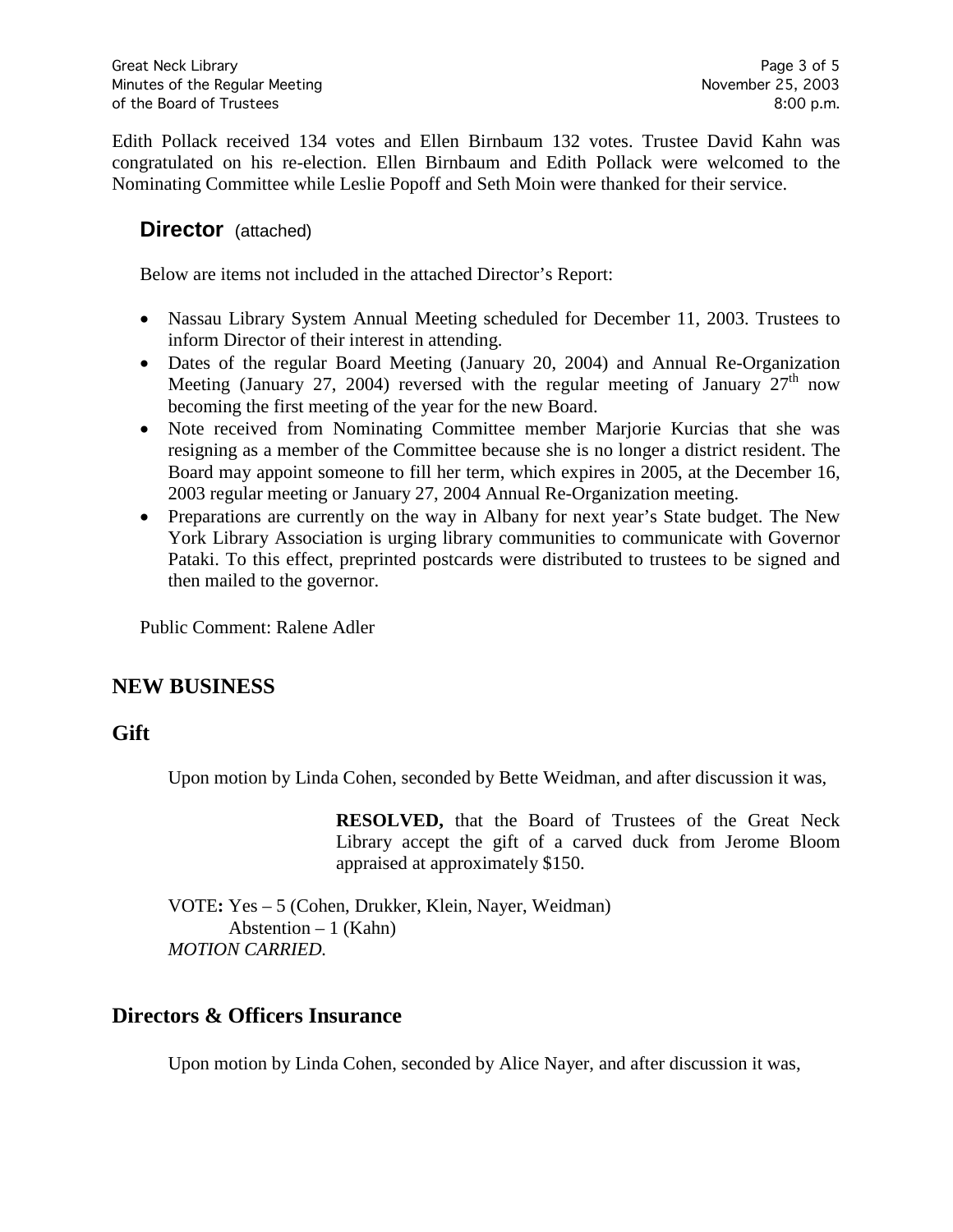Edith Pollack received 134 votes and Ellen Birnbaum 132 votes. Trustee David Kahn was congratulated on his re-election. Ellen Birnbaum and Edith Pollack were welcomed to the Nominating Committee while Leslie Popoff and Seth Moin were thanked for their service.

### **Director** (attached)

Below are items not included in the attached Director's Report:

- Nassau Library System Annual Meeting scheduled for December 11, 2003. Trustees to inform Director of their interest in attending.
- Dates of the regular Board Meeting (January 20, 2004) and Annual Re-Organization Meeting (January 27, 2004) reversed with the regular meeting of January 27th now becoming the first meeting of the year for the new Board.
- Note received from Nominating Committee member Marjorie Kurcias that she was resigning as a member of the Committee because she is no longer a district resident. The Board may appoint someone to fill her term, which expires in 2005, at the December 16, 2003 regular meeting or January 27, 2004 Annual Re-Organization meeting.
- Preparations are currently on the way in Albany for next year's State budget. The New York Library Association is urging library communities to communicate with Governor Pataki. To this effect, preprinted postcards were distributed to trustees to be signed and then mailed to the governor.

Public Comment: Ralene Adler

## NEW BUSINESS

### Gift

Upon motion by Linda Cohen, seconded by Bette Weidman, and after discussion it was,

> **RESOLVED,** that the Board of Trustees of the Great Neck Library accept the gift of a carved duck from Jerome Bloom appraised at approximately $150.

VOTE**:** Yes – 5 (Cohen, Drukker, Klein, Nayer, Weidman)
Abstention – 1 (Kahn)
*MOTION CARRIED.*

### Directors & Officers Insurance

Upon motion by Linda Cohen, seconded by Alice Nayer, and after discussion it was,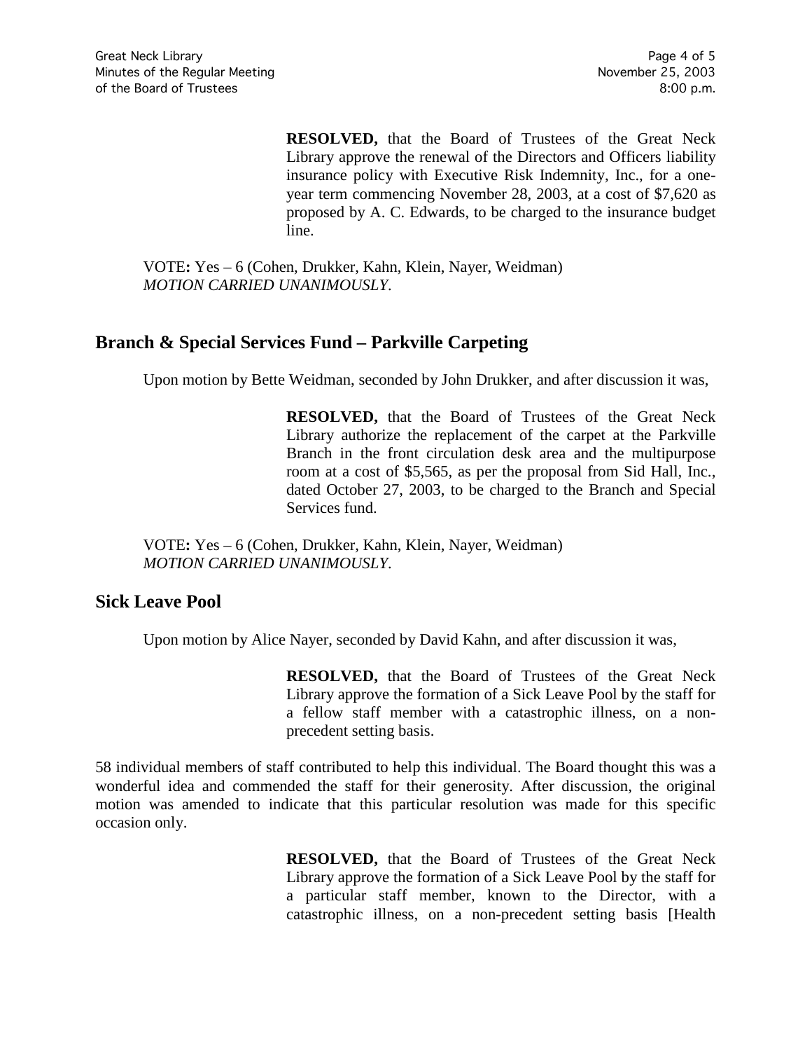**RESOLVED,** that the Board of Trustees of the Great Neck Library approve the renewal of the Directors and Officers liability insurance policy with Executive Risk Indemnity, Inc., for a one-year term commencing November 28, 2003, at a cost of $7,620 as proposed by A. C. Edwards, to be charged to the insurance budget line.

VOTE**:** Yes – 6 (Cohen, Drukker, Kahn, Klein, Nayer, Weidman)
*MOTION CARRIED UNANIMOUSLY.*

## Branch & Special Services Fund – Parkville Carpeting

Upon motion by Bette Weidman, seconded by John Drukker, and after discussion it was,

**RESOLVED,** that the Board of Trustees of the Great Neck Library authorize the replacement of the carpet at the Parkville Branch in the front circulation desk area and the multipurpose room at a cost of $5,565, as per the proposal from Sid Hall, Inc., dated October 27, 2003, to be charged to the Branch and Special Services fund.

VOTE**:** Yes – 6 (Cohen, Drukker, Kahn, Klein, Nayer, Weidman)
*MOTION CARRIED UNANIMOUSLY.*

## Sick Leave Pool

Upon motion by Alice Nayer, seconded by David Kahn, and after discussion it was,

**RESOLVED,** that the Board of Trustees of the Great Neck Library approve the formation of a Sick Leave Pool by the staff for a fellow staff member with a catastrophic illness, on a non-precedent setting basis.

58 individual members of staff contributed to help this individual. The Board thought this was a wonderful idea and commended the staff for their generosity. After discussion, the original motion was amended to indicate that this particular resolution was made for this specific occasion only.

**RESOLVED,** that the Board of Trustees of the Great Neck Library approve the formation of a Sick Leave Pool by the staff for a particular staff member, known to the Director, with a catastrophic illness, on a non-precedent setting basis [Health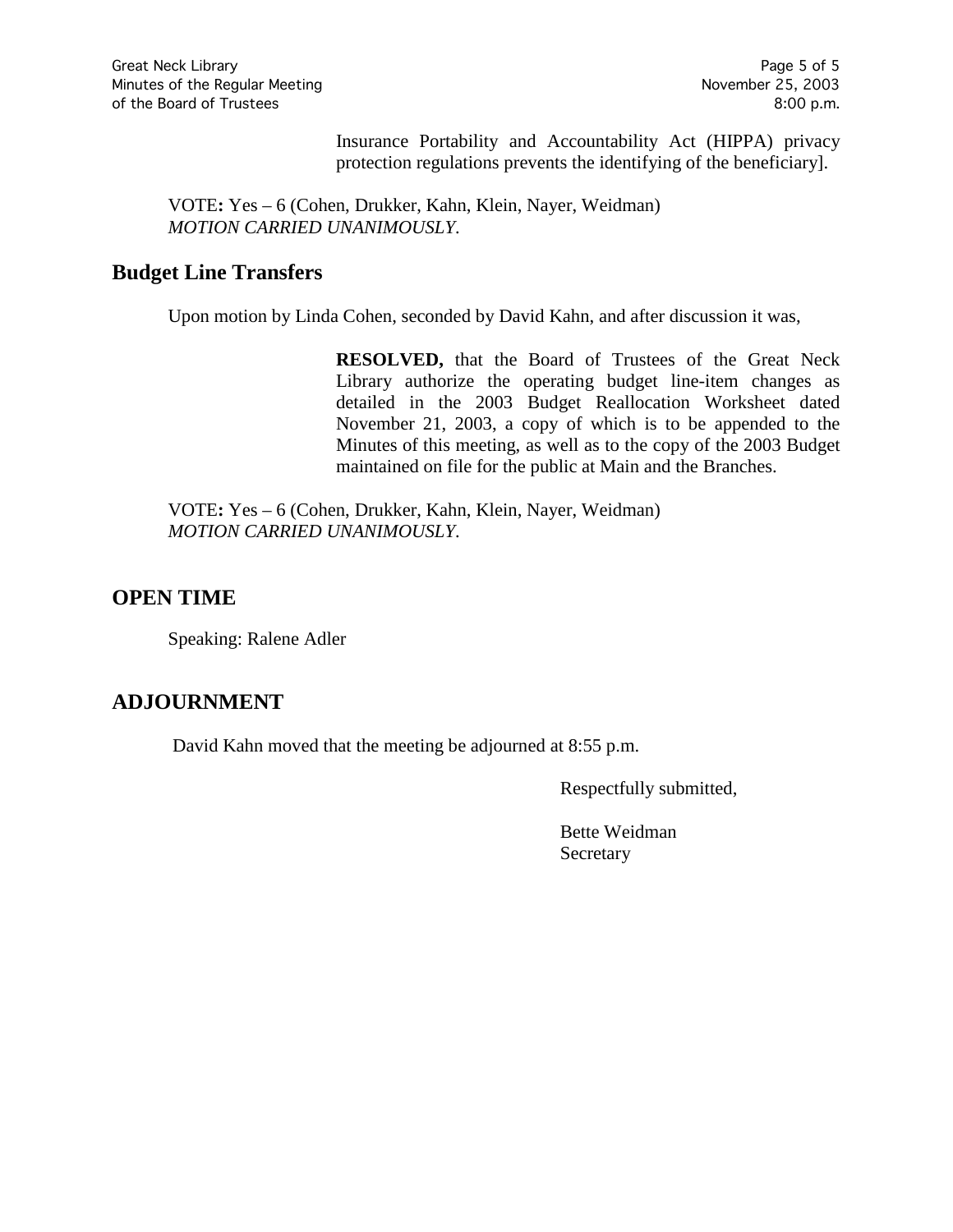Insurance Portability and Accountability Act (HIPPA) privacy protection regulations prevents the identifying of the beneficiary].

VOTE**:** Yes – 6 (Cohen, Drukker, Kahn, Klein, Nayer, Weidman)
*MOTION CARRIED UNANIMOUSLY.*

## Budget Line Transfers

Upon motion by Linda Cohen, seconded by David Kahn, and after discussion it was,

> **RESOLVED,** that the Board of Trustees of the Great Neck Library authorize the operating budget line-item changes as detailed in the 2003 Budget Reallocation Worksheet dated November 21, 2003, a copy of which is to be appended to the Minutes of this meeting, as well as to the copy of the 2003 Budget maintained on file for the public at Main and the Branches.

VOTE**:** Yes – 6 (Cohen, Drukker, Kahn, Klein, Nayer, Weidman)
*MOTION CARRIED UNANIMOUSLY.*

## OPEN TIME

Speaking: Ralene Adler

## ADJOURNMENT

David Kahn moved that the meeting be adjourned at 8:55 p.m.

Respectfully submitted,

Bette Weidman
Secretary